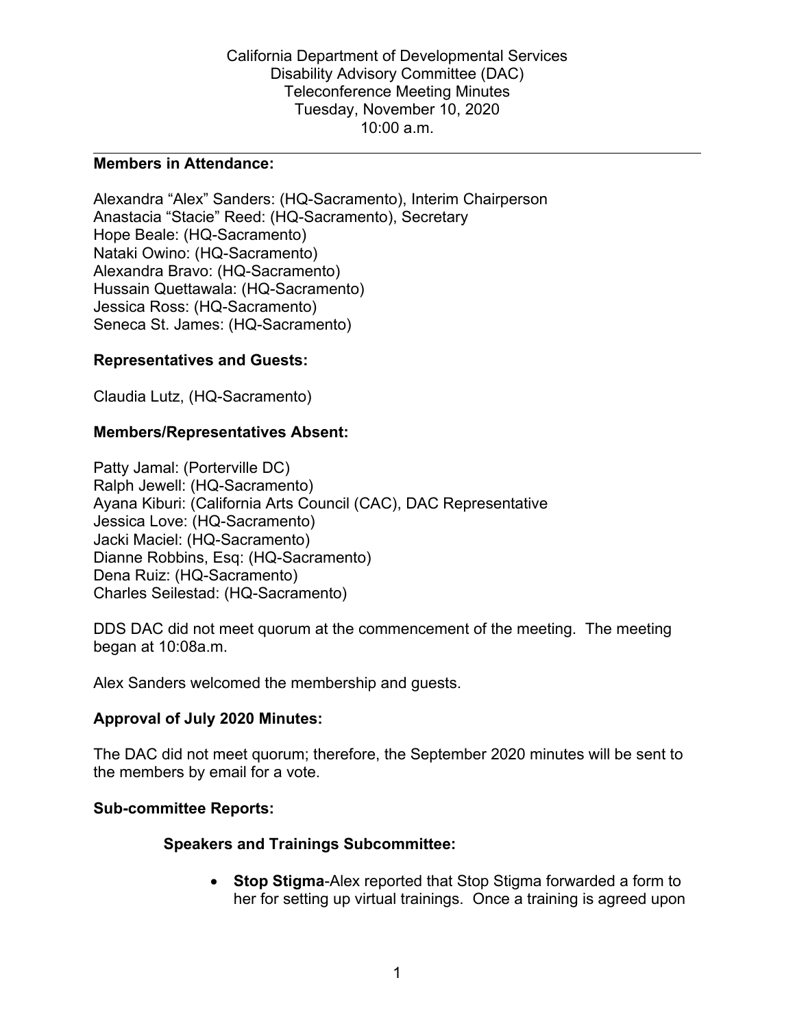California Department of Developmental Services
Disability Advisory Committee (DAC)
Teleconference Meeting Minutes
Tuesday, November 10, 2020
10:00 a.m.

---

**Members in Attendance:**

Alexandra “Alex” Sanders: (HQ-Sacramento), Interim Chairperson
Anastacia “Stacie” Reed: (HQ-Sacramento), Secretary
Hope Beale: (HQ-Sacramento)
Nataki Owino: (HQ-Sacramento)
Alexandra Bravo: (HQ-Sacramento)
Hussain Quettawala: (HQ-Sacramento)
Jessica Ross: (HQ-Sacramento)
Seneca St. James: (HQ-Sacramento)

**Representatives and Guests:**

Claudia Lutz, (HQ-Sacramento)

**Members/Representatives Absent:**

Patty Jamal: (Porterville DC)
Ralph Jewell: (HQ-Sacramento)
Ayana Kiburi: (California Arts Council (CAC), DAC Representative
Jessica Love: (HQ-Sacramento)
Jacki Maciel: (HQ-Sacramento)
Dianne Robbins, Esq: (HQ-Sacramento)
Dena Ruiz: (HQ-Sacramento)
Charles Seilestad: (HQ-Sacramento)

DDS DAC did not meet quorum at the commencement of the meeting. The meeting began at 10:08a.m.

Alex Sanders welcomed the membership and guests.

**Approval of July 2020 Minutes:**

The DAC did not meet quorum; therefore, the September 2020 minutes will be sent to the members by email for a vote.

**Sub-committee Reports:**

**Speakers and Trainings Subcommittee:**

- **Stop Stigma**-Alex reported that Stop Stigma forwarded a form to her for setting up virtual trainings. Once a training is agreed upon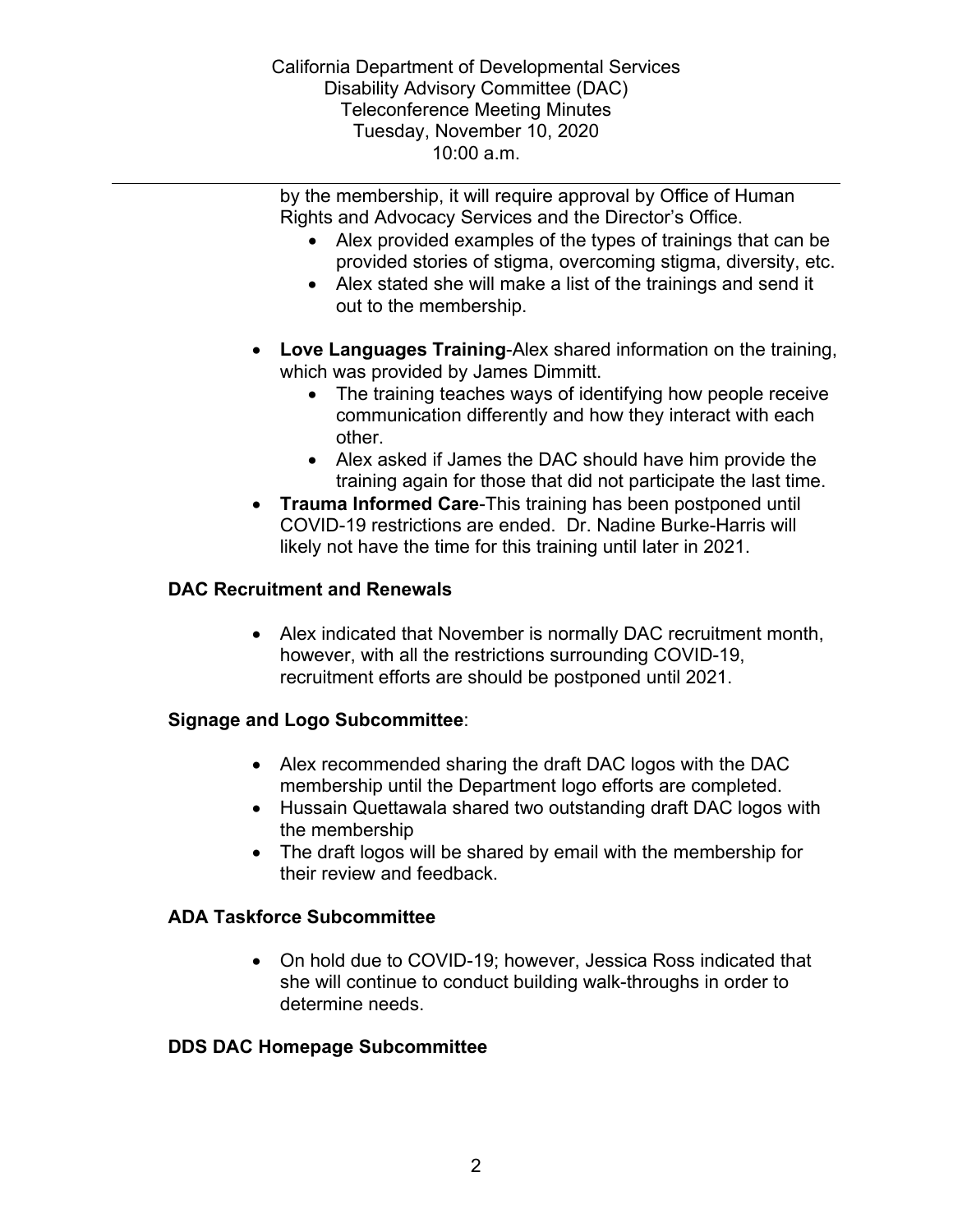by the membership, it will require approval by Office of Human Rights and Advocacy Services and the Director's Office.

- Alex provided examples of the types of trainings that can be provided stories of stigma, overcoming stigma, diversity, etc.
- Alex stated she will make a list of the trainings and send it out to the membership.

- **Love Languages Training**-Alex shared information on the training, which was provided by James Dimmitt.
  - The training teaches ways of identifying how people receive communication differently and how they interact with each other.
  - Alex asked if James the DAC should have him provide the training again for those that did not participate the last time.
- **Trauma Informed Care**-This training has been postponed until COVID-19 restrictions are ended. Dr. Nadine Burke-Harris will likely not have the time for this training until later in 2021.

## DAC Recruitment and Renewals

- Alex indicated that November is normally DAC recruitment month, however, with all the restrictions surrounding COVID-19, recruitment efforts are should be postponed until 2021.

## Signage and Logo Subcommittee:

- Alex recommended sharing the draft DAC logos with the DAC membership until the Department logo efforts are completed.
- Hussain Quettawala shared two outstanding draft DAC logos with the membership
- The draft logos will be shared by email with the membership for their review and feedback.

## ADA Taskforce Subcommittee

- On hold due to COVID-19; however, Jessica Ross indicated that she will continue to conduct building walk-throughs in order to determine needs.

## DDS DAC Homepage Subcommittee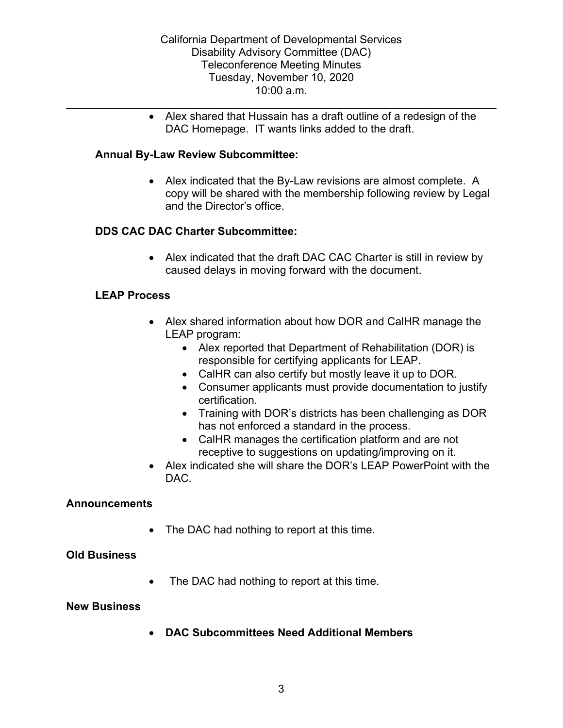- Alex shared that Hussain has a draft outline of a redesign of the DAC Homepage. IT wants links added to the draft.

### Annual By-Law Review Subcommittee:

- Alex indicated that the By-Law revisions are almost complete. A copy will be shared with the membership following review by Legal and the Director's office.

### DDS CAC DAC Charter Subcommittee:

- Alex indicated that the draft DAC CAC Charter is still in review by caused delays in moving forward with the document.

### LEAP Process

- Alex shared information about how DOR and CalHR manage the LEAP program:
  - Alex reported that Department of Rehabilitation (DOR) is responsible for certifying applicants for LEAP.
  - CalHR can also certify but mostly leave it up to DOR.
  - Consumer applicants must provide documentation to justify certification.
  - Training with DOR's districts has been challenging as DOR has not enforced a standard in the process.
  - CalHR manages the certification platform and are not receptive to suggestions on updating/improving on it.
- Alex indicated she will share the DOR's LEAP PowerPoint with the DAC.

## Announcements

- The DAC had nothing to report at this time.

## Old Business

- The DAC had nothing to report at this time.

## New Business

- **DAC Subcommittees Need Additional Members**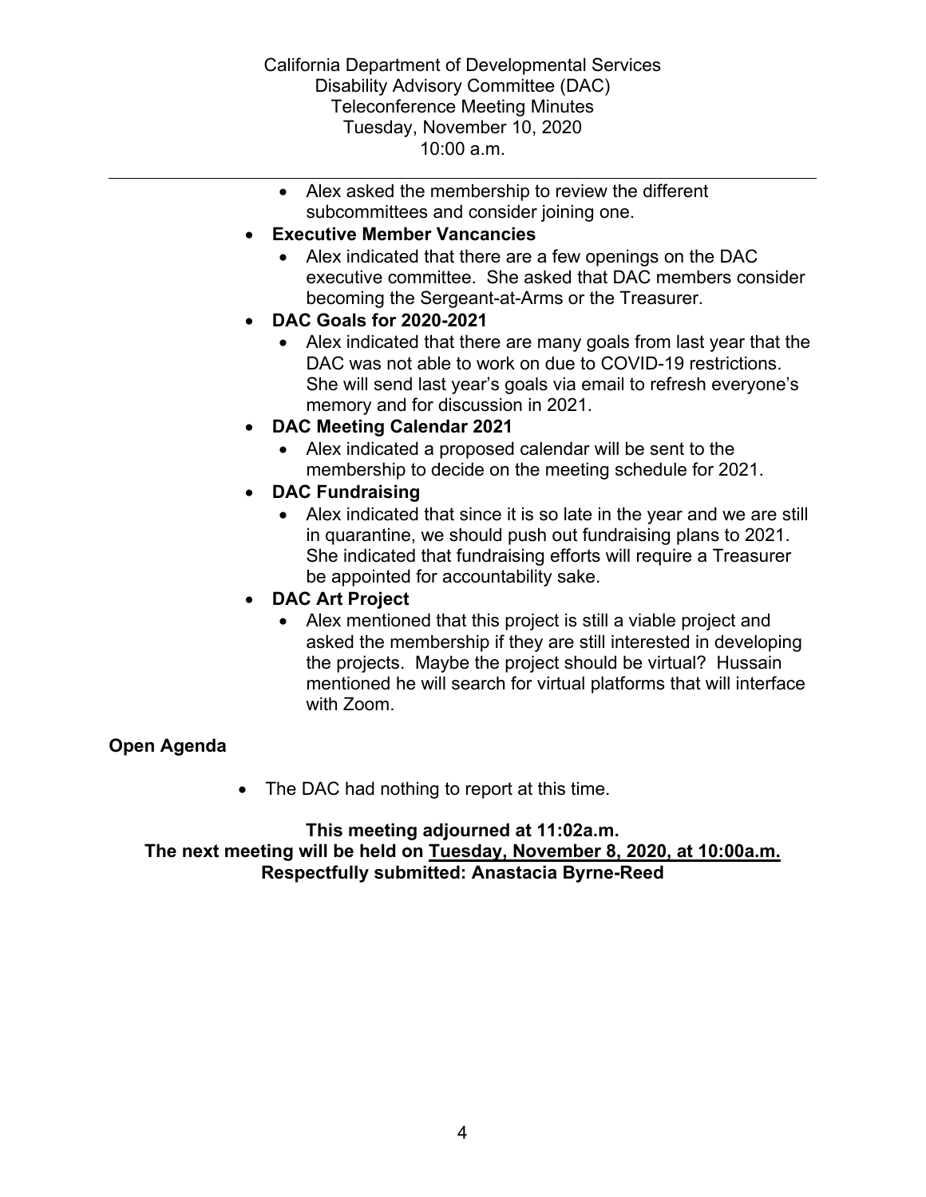- Alex asked the membership to review the different subcommittees and consider joining one.
- **Executive Member Vacancies**
  - Alex indicated that there are a few openings on the DAC executive committee. She asked that DAC members consider becoming the Sergeant-at-Arms or the Treasurer.
- **DAC Goals for 2020-2021**
  - Alex indicated that there are many goals from last year that the DAC was not able to work on due to COVID-19 restrictions. She will send last year's goals via email to refresh everyone's memory and for discussion in 2021.
- **DAC Meeting Calendar 2021**
  - Alex indicated a proposed calendar will be sent to the membership to decide on the meeting schedule for 2021.
- **DAC Fundraising**
  - Alex indicated that since it is so late in the year and we are still in quarantine, we should push out fundraising plans to 2021. She indicated that fundraising efforts will require a Treasurer be appointed for accountability sake.
- **DAC Art Project**
  - Alex mentioned that this project is still a viable project and asked the membership if they are still interested in developing the projects. Maybe the project should be virtual? Hussain mentioned he will search for virtual platforms that will interface with Zoom.

## Open Agenda

- The DAC had nothing to report at this time.

**This meeting adjourned at 11:02a.m.**
**The next meeting will be held on Tuesday, November 8, 2020, at 10:00a.m.**
**Respectfully submitted: Anastacia Byrne-Reed**